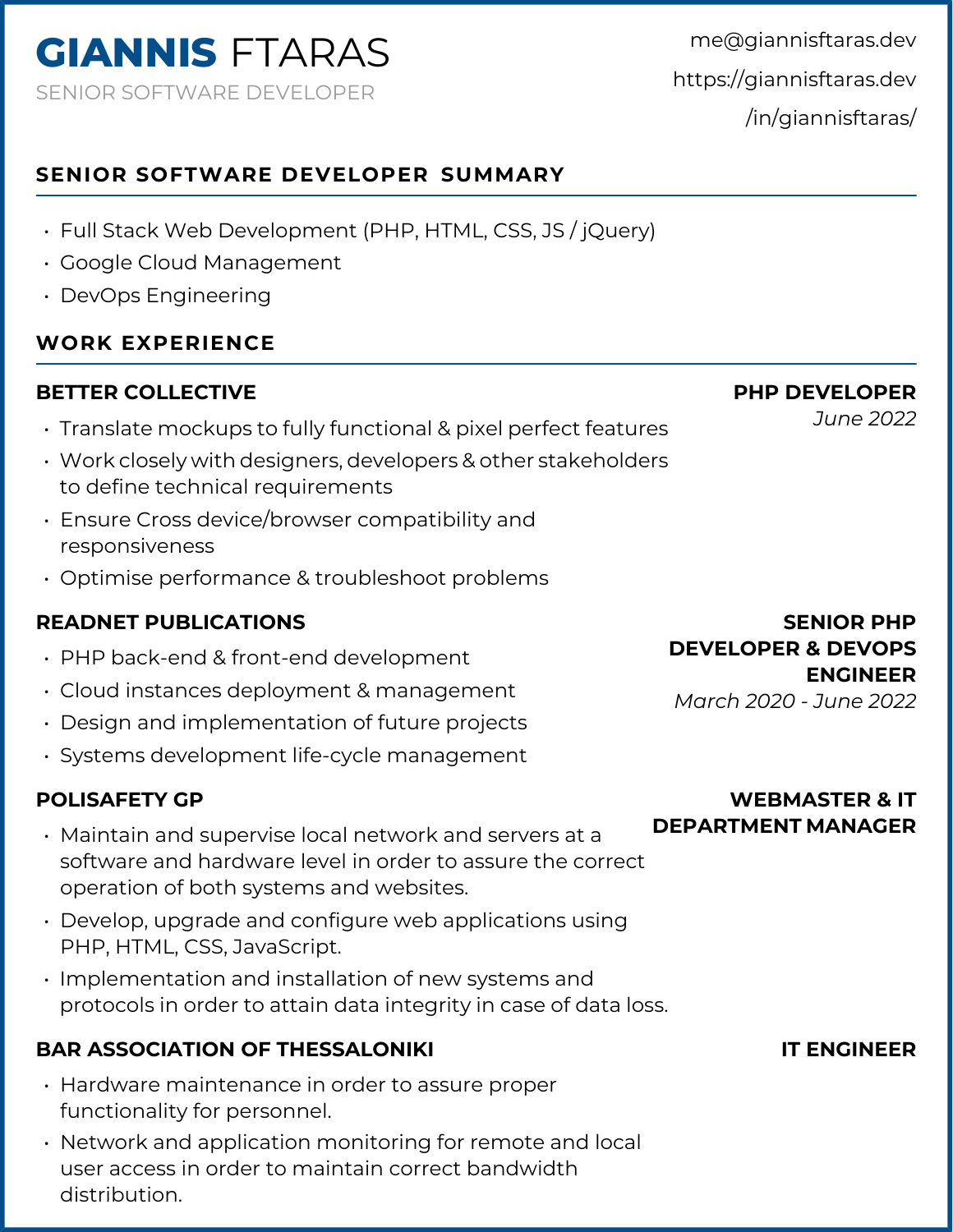# GIANNIS FTARAS

SENIOR SOFTWARE DEVELOPER

me@giannisftaras.dev

https://giannisftaras.dev

/in/giannisftaras/

## SENIOR SOFTWARE DEVELOPER SUMMARY

- Full Stack Web Development (PHP, HTML, CSS, JS / jQuery)
- Google Cloud Management
- DevOps Engineering

## WORK EXPERIENCE

### BETTER COLLECTIVE

**PHP DEVELOPER**
*June 2022*

- Translate mockups to fully functional & pixel perfect features
- Work closely with designers, developers & other stakeholders to define technical requirements
- Ensure Cross device/browser compatibility and responsiveness
- Optimise performance & troubleshoot problems

### READNET PUBLICATIONS

**SENIOR PHP DEVELOPER & DEVOPS ENGINEER**
*March 2020 - June 2022*

- PHP back-end & front-end development
- Cloud instances deployment & management
- Design and implementation of future projects
- Systems development life-cycle management

### POLISAFETY GP

**WEBMASTER & IT DEPARTMENT MANAGER**

- Maintain and supervise local network and servers at a software and hardware level in order to assure the correct operation of both systems and websites.
- Develop, upgrade and configure web applications using PHP, HTML, CSS, JavaScript.
- Implementation and installation of new systems and protocols in order to attain data integrity in case of data loss.

### BAR ASSOCIATION OF THESSALONIKI

**IT ENGINEER**

- Hardware maintenance in order to assure proper functionality for personnel.
- Network and application monitoring for remote and local user access in order to maintain correct bandwidth distribution.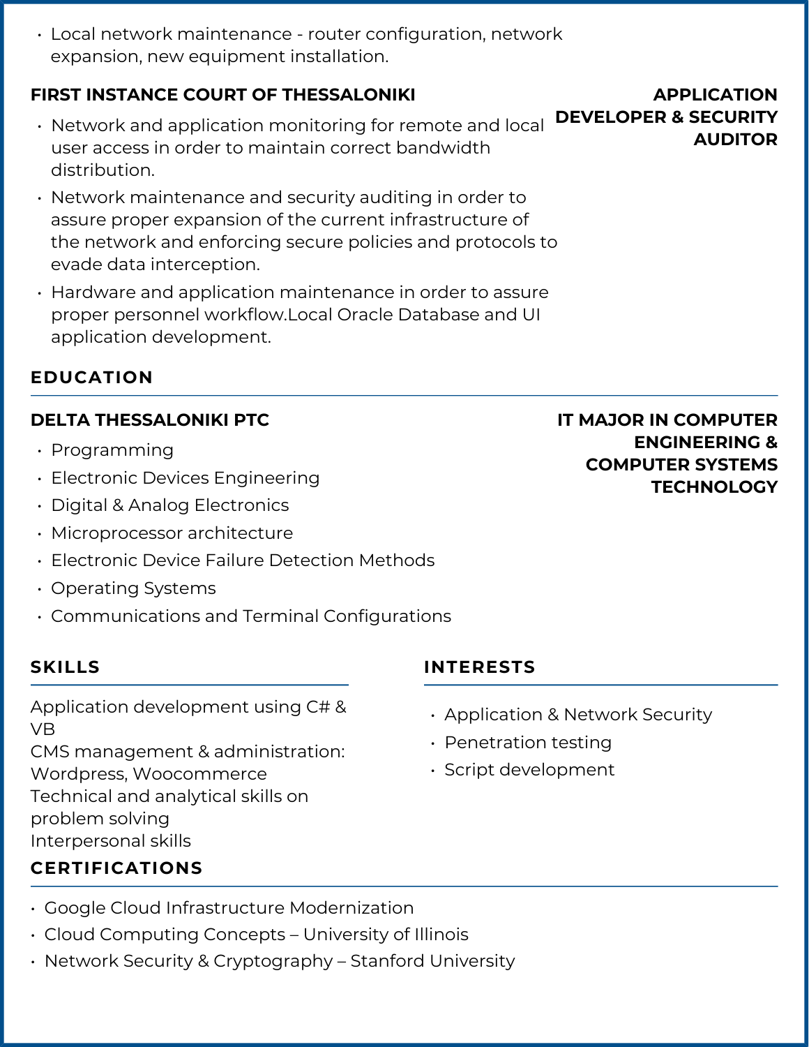- Local network maintenance - router configuration, network expansion, new equipment installation.

### FIRST INSTANCE COURT OF THESSALONIKI

**APPLICATION DEVELOPER & SECURITY AUDITOR**

- Network and application monitoring for remote and local user access in order to maintain correct bandwidth distribution.
- Network maintenance and security auditing in order to assure proper expansion of the current infrastructure of the network and enforcing secure policies and protocols to evade data interception.
- Hardware and application maintenance in order to assure proper personnel workflow.Local Oracle Database and UI application development.

## EDUCATION

### DELTA THESSALONIKI PTC

**IT MAJOR IN COMPUTER ENGINEERING & COMPUTER SYSTEMS TECHNOLOGY**

- Programming
- Electronic Devices Engineering
- Digital & Analog Electronics
- Microprocessor architecture
- Electronic Device Failure Detection Methods
- Operating Systems
- Communications and Terminal Configurations

## SKILLS

Application development using C# & VB
CMS management & administration: Wordpress, Woocommerce
Technical and analytical skills on problem solving
Interpersonal skills

## INTERESTS

- Application & Network Security
- Penetration testing
- Script development

## CERTIFICATIONS

- Google Cloud Infrastructure Modernization
- Cloud Computing Concepts – University of Illinois
- Network Security & Cryptography – Stanford University